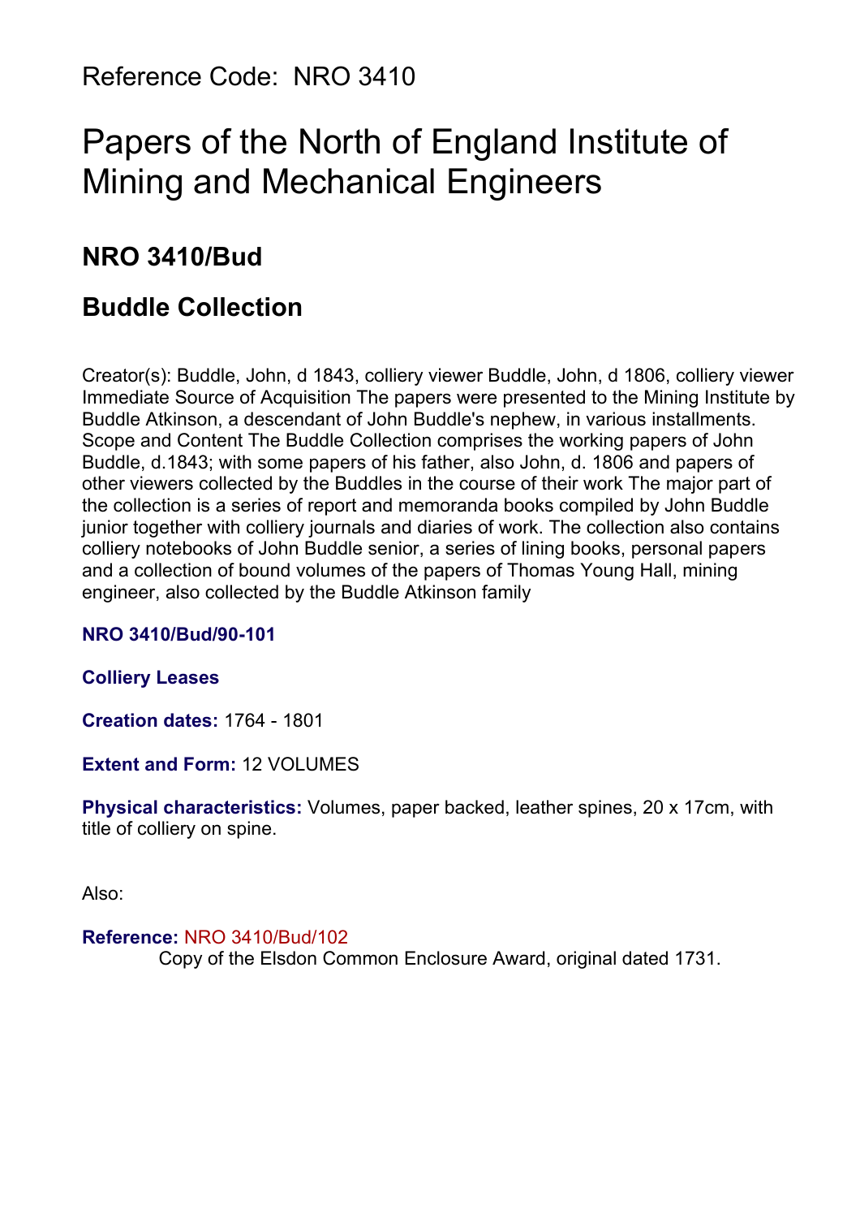Reference Code: NRO 3410

# Papers of the North of England Institute of Mining and Mechanical Engineers

## NRO 3410/Bud

## Buddle Collection

Creator(s): Buddle, John, d 1843, colliery viewer Buddle, John, d 1806, colliery viewer Immediate Source of Acquisition The papers were presented to the Mining Institute by Buddle Atkinson, a descendant of John Buddle's nephew, in various installments. Scope and Content The Buddle Collection comprises the working papers of John Buddle, d.1843; with some papers of his father, also John, d. 1806 and papers of other viewers collected by the Buddles in the course of their work The major part of the collection is a series of report and memoranda books compiled by John Buddle junior together with colliery journals and diaries of work. The collection also contains colliery notebooks of John Buddle senior, a series of lining books, personal papers and a collection of bound volumes of the papers of Thomas Young Hall, mining engineer, also collected by the Buddle Atkinson family

**NRO 3410/Bud/90-101**

**Colliery Leases**

**Creation dates:** 1764 - 1801

**Extent and Form:** 12 VOLUMES

**Physical characteristics:** Volumes, paper backed, leather spines, 20 x 17cm, with title of colliery on spine.

Also:

**Reference:** NRO 3410/Bud/102
Copy of the Elsdon Common Enclosure Award, original dated 1731.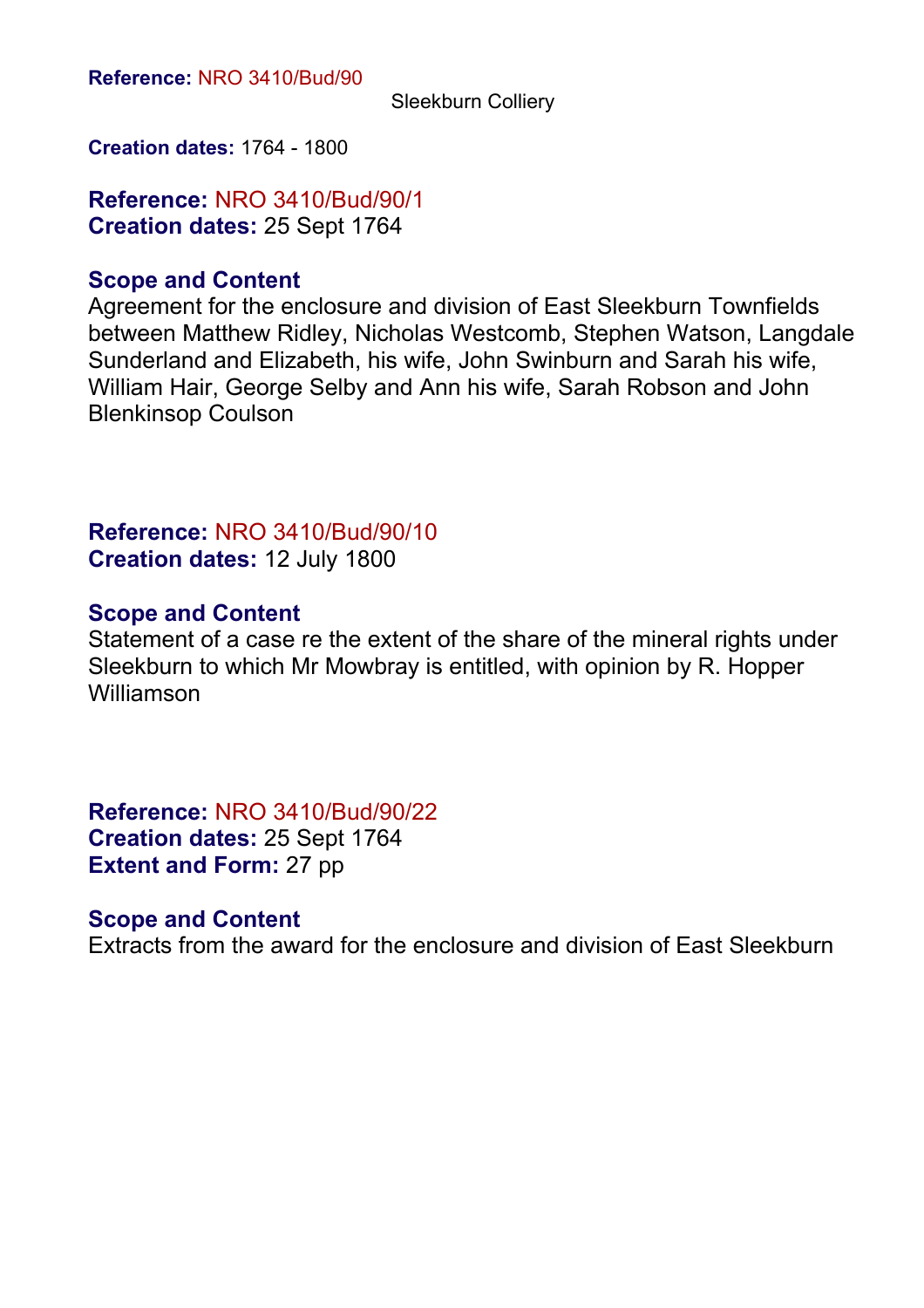**Reference:** NRO 3410/Bud/90

Sleekburn Colliery

**Creation dates:** 1764 - 1800

**Reference:** NRO 3410/Bud/90/1
**Creation dates:** 25 Sept 1764

**Scope and Content**
Agreement for the enclosure and division of East Sleekburn Townfields between Matthew Ridley, Nicholas Westcomb, Stephen Watson, Langdale Sunderland and Elizabeth, his wife, John Swinburn and Sarah his wife, William Hair, George Selby and Ann his wife, Sarah Robson and John Blenkinsop Coulson

**Reference:** NRO 3410/Bud/90/10
**Creation dates:** 12 July 1800

**Scope and Content**
Statement of a case re the extent of the share of the mineral rights under Sleekburn to which Mr Mowbray is entitled, with opinion by R. Hopper Williamson

**Reference:** NRO 3410/Bud/90/22
**Creation dates:** 25 Sept 1764
**Extent and Form:** 27 pp

**Scope and Content**
Extracts from the award for the enclosure and division of East Sleekburn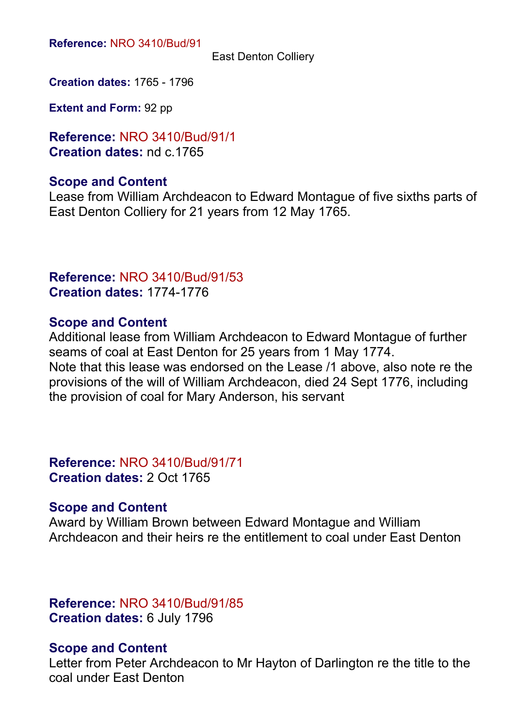**Reference:** NRO 3410/Bud/91

East Denton Colliery

**Creation dates:** 1765 - 1796

**Extent and Form:** 92 pp

**Reference:** NRO 3410/Bud/91/1
**Creation dates:** nd c.1765

**Scope and Content**
Lease from William Archdeacon to Edward Montague of five sixths parts of East Denton Colliery for 21 years from 12 May 1765.

**Reference:** NRO 3410/Bud/91/53
**Creation dates:** 1774-1776

**Scope and Content**
Additional lease from William Archdeacon to Edward Montague of further seams of coal at East Denton for 25 years from 1 May 1774.
Note that this lease was endorsed on the Lease /1 above, also note re the provisions of the will of William Archdeacon, died 24 Sept 1776, including the provision of coal for Mary Anderson, his servant

**Reference:** NRO 3410/Bud/91/71
**Creation dates:** 2 Oct 1765

**Scope and Content**
Award by William Brown between Edward Montague and William Archdeacon and their heirs re the entitlement to coal under East Denton

**Reference:** NRO 3410/Bud/91/85
**Creation dates:** 6 July 1796

**Scope and Content**
Letter from Peter Archdeacon to Mr Hayton of Darlington re the title to the coal under East Denton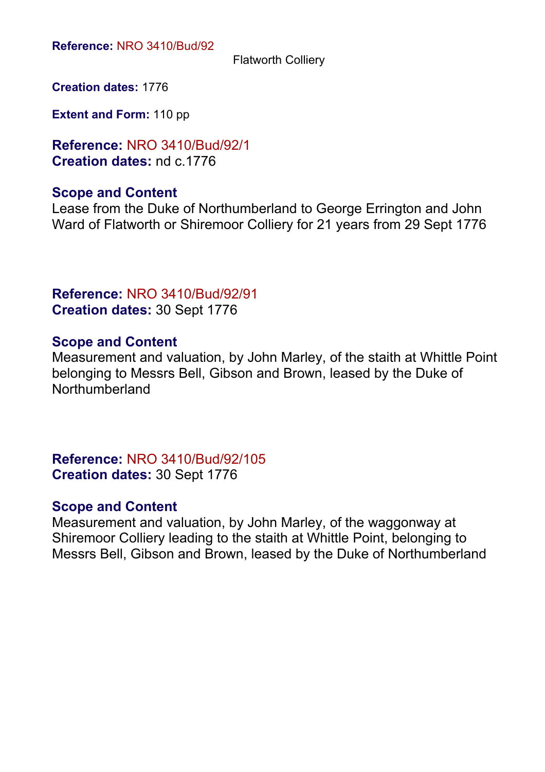**Reference:** NRO 3410/Bud/92

Flatworth Colliery

**Creation dates:** 1776

**Extent and Form:** 110 pp

**Reference:** NRO 3410/Bud/92/1
**Creation dates:** nd c.1776

### Scope and Content

Lease from the Duke of Northumberland to George Errington and John Ward of Flatworth or Shiremoor Colliery for 21 years from 29 Sept 1776

**Reference:** NRO 3410/Bud/92/91
**Creation dates:** 30 Sept 1776

### Scope and Content

Measurement and valuation, by John Marley, of the staith at Whittle Point belonging to Messrs Bell, Gibson and Brown, leased by the Duke of Northumberland

**Reference:** NRO 3410/Bud/92/105
**Creation dates:** 30 Sept 1776

### Scope and Content

Measurement and valuation, by John Marley, of the waggonway at Shiremoor Colliery leading to the staith at Whittle Point, belonging to Messrs Bell, Gibson and Brown, leased by the Duke of Northumberland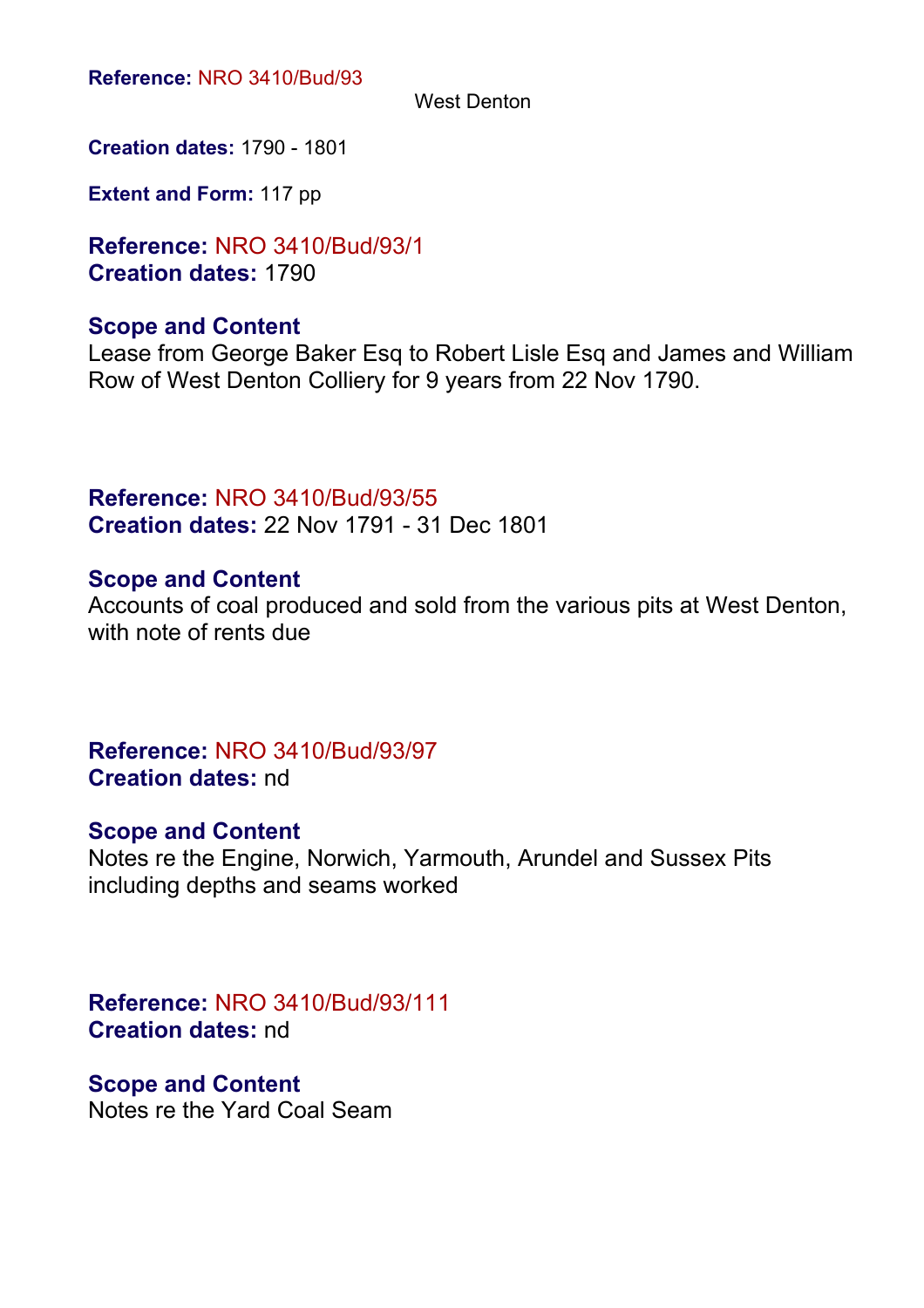**Reference:** NRO 3410/Bud/93

West Denton

**Creation dates:** 1790 - 1801

**Extent and Form:** 117 pp

**Reference:** NRO 3410/Bud/93/1
**Creation dates:** 1790

**Scope and Content**
Lease from George Baker Esq to Robert Lisle Esq and James and William Row of West Denton Colliery for 9 years from 22 Nov 1790.

**Reference:** NRO 3410/Bud/93/55
**Creation dates:** 22 Nov 1791 - 31 Dec 1801

**Scope and Content**
Accounts of coal produced and sold from the various pits at West Denton, with note of rents due

**Reference:** NRO 3410/Bud/93/97
**Creation dates:** nd

**Scope and Content**
Notes re the Engine, Norwich, Yarmouth, Arundel and Sussex Pits including depths and seams worked

**Reference:** NRO 3410/Bud/93/111
**Creation dates:** nd

**Scope and Content**
Notes re the Yard Coal Seam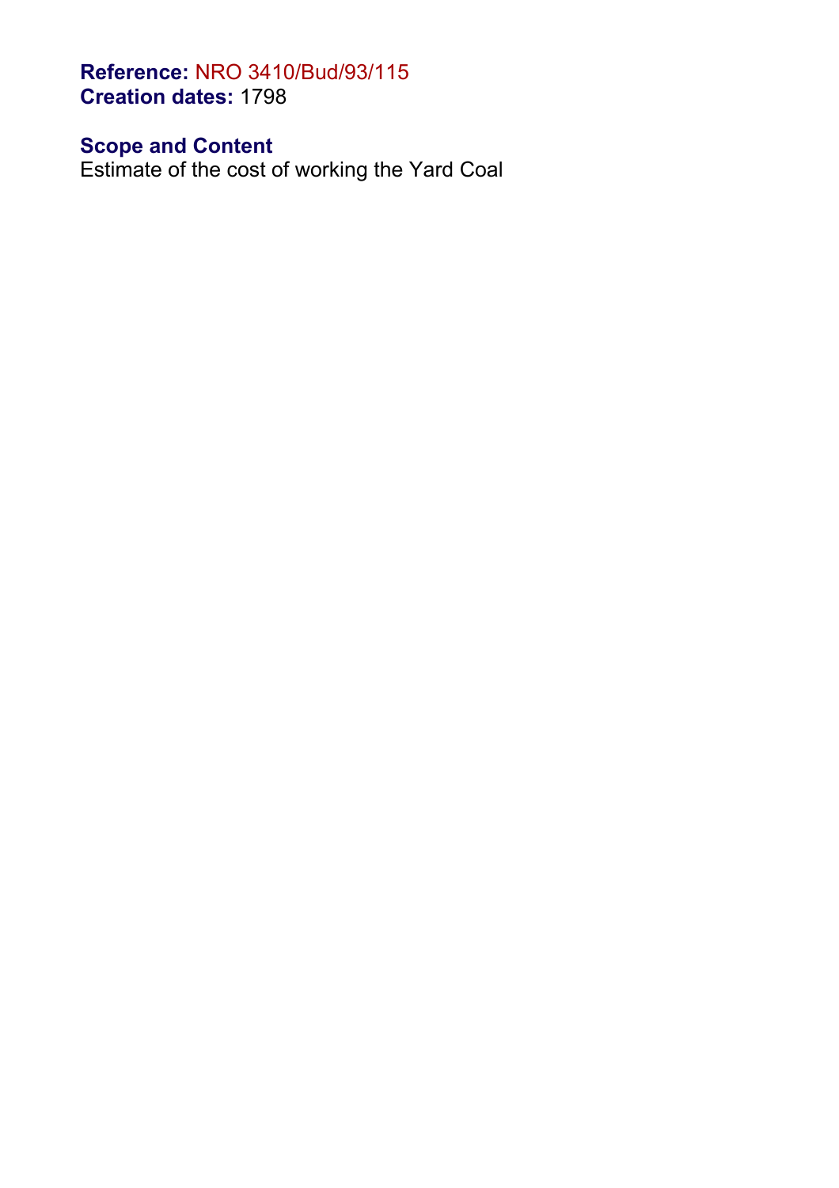**Reference:** NRO 3410/Bud/93/115
**Creation dates:** 1798

## Scope and Content

Estimate of the cost of working the Yard Coal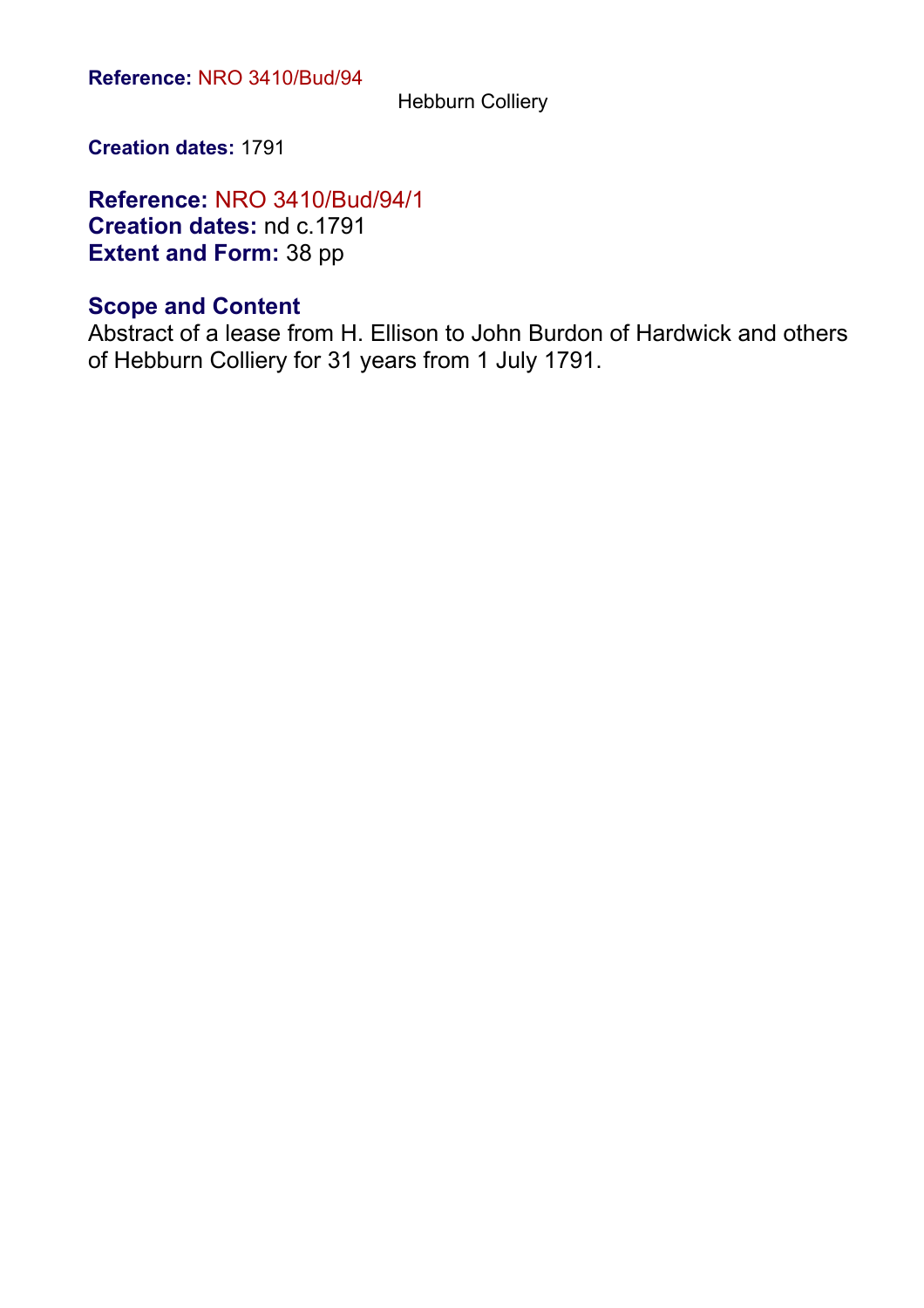**Reference:** NRO 3410/Bud/94

Hebburn Colliery

**Creation dates:** 1791

**Reference:** NRO 3410/Bud/94/1
**Creation dates:** nd c.1791
**Extent and Form:** 38 pp

## Scope and Content

Abstract of a lease from H. Ellison to John Burdon of Hardwick and others of Hebburn Colliery for 31 years from 1 July 1791.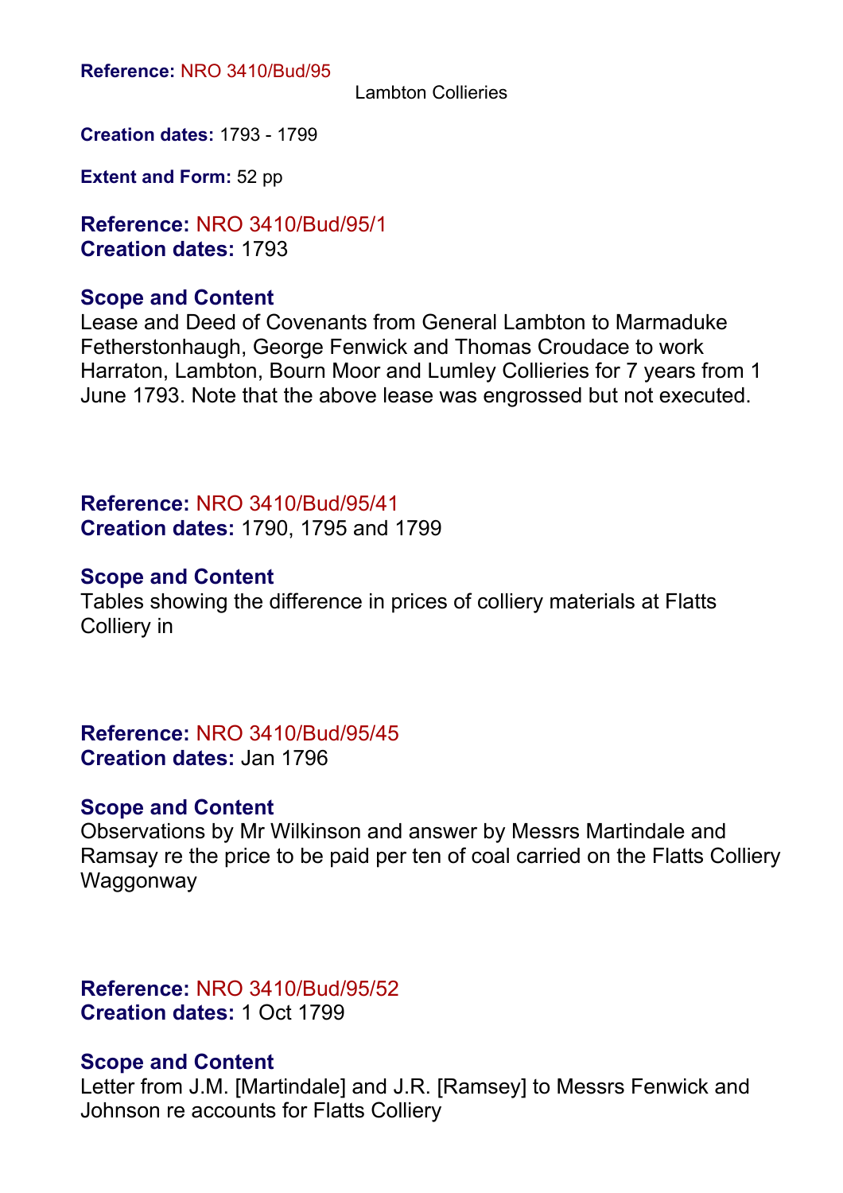**Reference:** NRO 3410/Bud/95

Lambton Collieries

**Creation dates:** 1793 - 1799

**Extent and Form:** 52 pp

**Reference:** NRO 3410/Bud/95/1
**Creation dates:** 1793

**Scope and Content**
Lease and Deed of Covenants from General Lambton to Marmaduke Fetherstonhaugh, George Fenwick and Thomas Croudace to work Harraton, Lambton, Bourn Moor and Lumley Collieries for 7 years from 1 June 1793. Note that the above lease was engrossed but not executed.

**Reference:** NRO 3410/Bud/95/41
**Creation dates:** 1790, 1795 and 1799

**Scope and Content**
Tables showing the difference in prices of colliery materials at Flatts Colliery in

**Reference:** NRO 3410/Bud/95/45
**Creation dates:** Jan 1796

**Scope and Content**
Observations by Mr Wilkinson and answer by Messrs Martindale and Ramsay re the price to be paid per ten of coal carried on the Flatts Colliery Waggonway

**Reference:** NRO 3410/Bud/95/52
**Creation dates:** 1 Oct 1799

**Scope and Content**
Letter from J.M. [Martindale] and J.R. [Ramsey] to Messrs Fenwick and Johnson re accounts for Flatts Colliery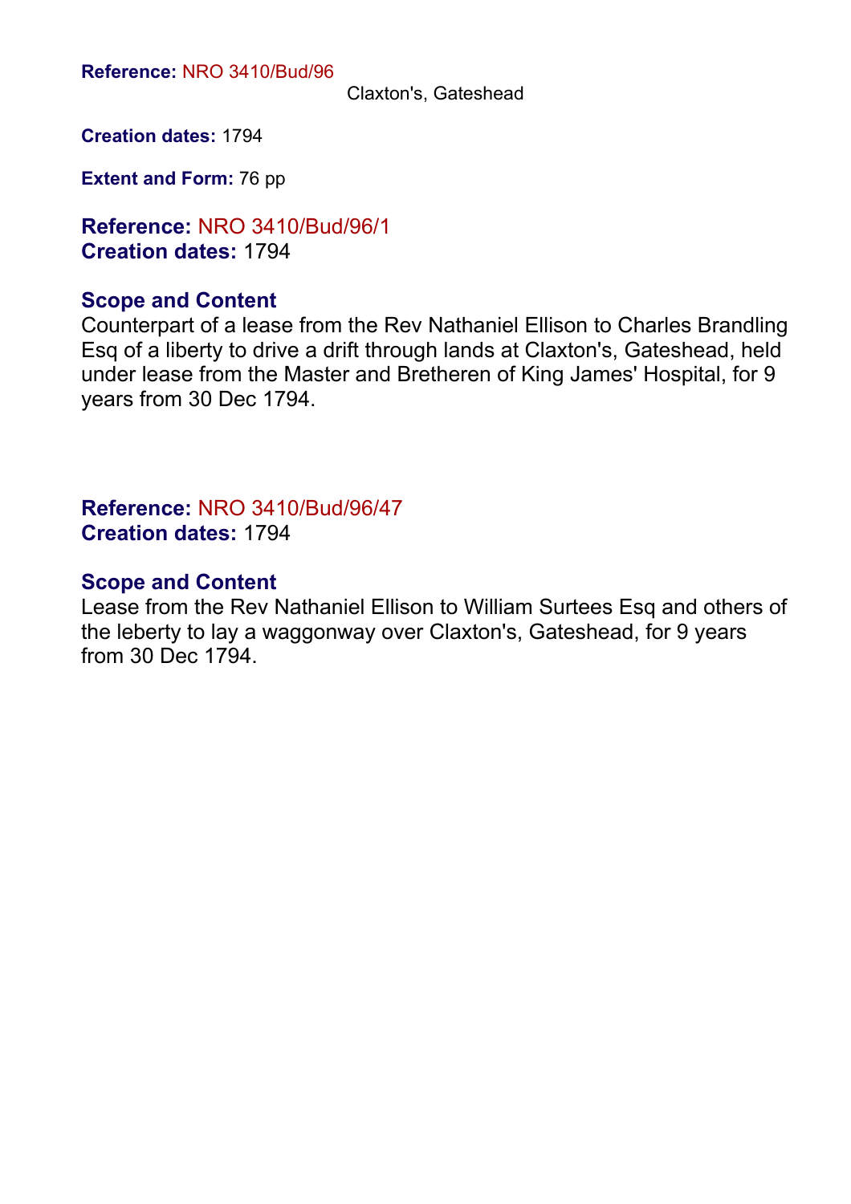**Reference:** NRO 3410/Bud/96

Claxton's, Gateshead

**Creation dates:** 1794

**Extent and Form:** 76 pp

**Reference:** NRO 3410/Bud/96/1
**Creation dates:** 1794

**Scope and Content**

Counterpart of a lease from the Rev Nathaniel Ellison to Charles Brandling Esq of a liberty to drive a drift through lands at Claxton's, Gateshead, held under lease from the Master and Bretheren of King James' Hospital, for 9 years from 30 Dec 1794.

**Reference:** NRO 3410/Bud/96/47
**Creation dates:** 1794

**Scope and Content**

Lease from the Rev Nathaniel Ellison to William Surtees Esq and others of the leberty to lay a waggonway over Claxton's, Gateshead, for 9 years from 30 Dec 1794.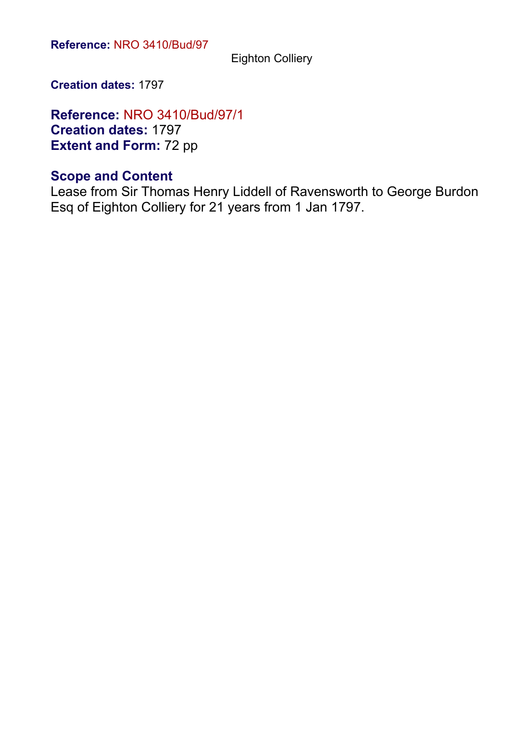**Reference:** NRO 3410/Bud/97

Eighton Colliery

**Creation dates:** 1797

**Reference:** NRO 3410/Bud/97/1
**Creation dates:** 1797
**Extent and Form:** 72 pp

## Scope and Content

Lease from Sir Thomas Henry Liddell of Ravensworth to George Burdon Esq of Eighton Colliery for 21 years from 1 Jan 1797.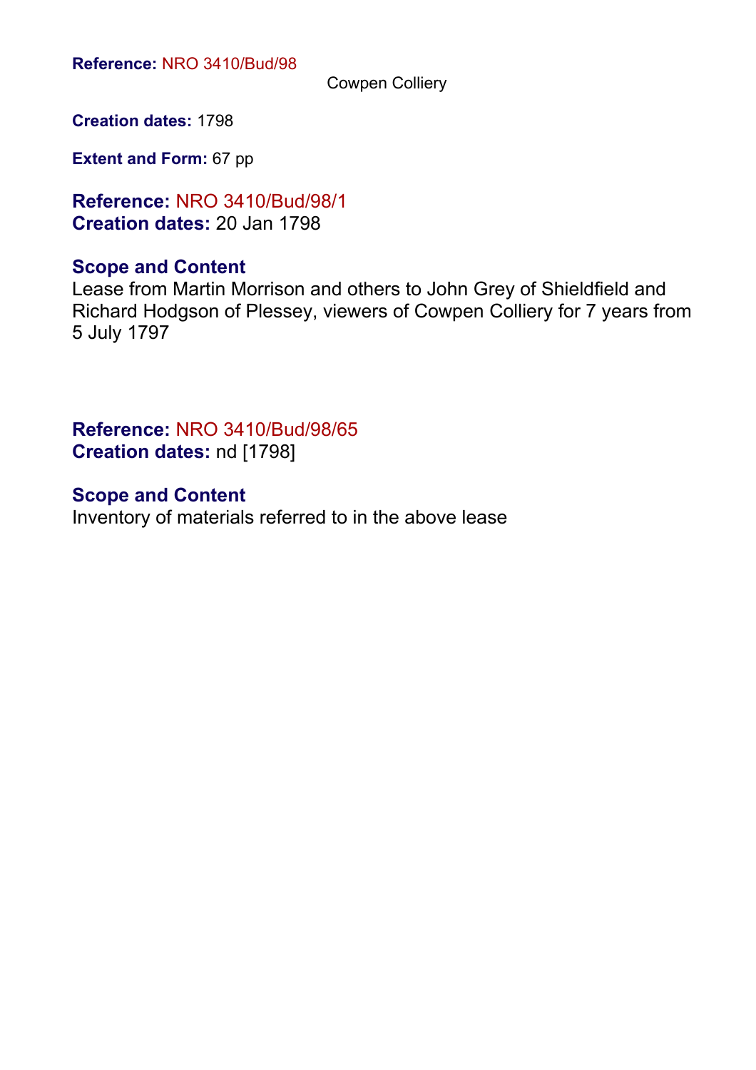**Reference:** NRO 3410/Bud/98

Cowpen Colliery

**Creation dates:** 1798

**Extent and Form:** 67 pp

**Reference:** NRO 3410/Bud/98/1
**Creation dates:** 20 Jan 1798

**Scope and Content**
Lease from Martin Morrison and others to John Grey of Shieldfield and Richard Hodgson of Plessey, viewers of Cowpen Colliery for 7 years from 5 July 1797

**Reference:** NRO 3410/Bud/98/65
**Creation dates:** nd [1798]

**Scope and Content**
Inventory of materials referred to in the above lease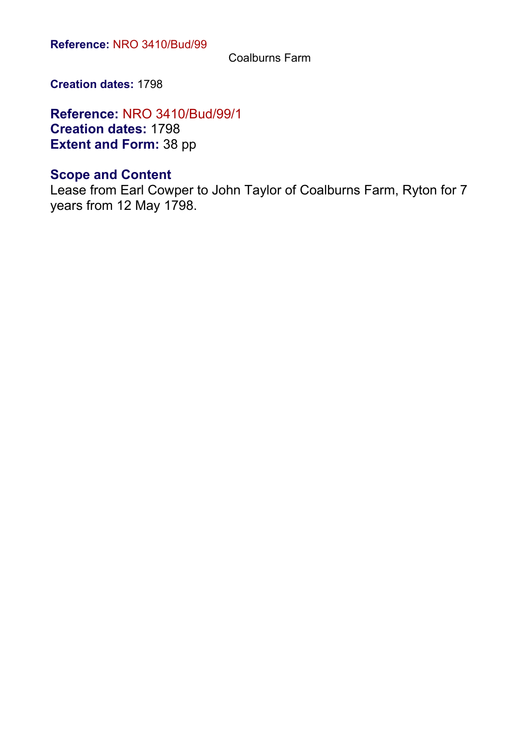**Reference:** NRO 3410/Bud/99

Coalburns Farm

**Creation dates:** 1798

**Reference:** NRO 3410/Bud/99/1
**Creation dates:** 1798
**Extent and Form:** 38 pp

### Scope and Content

Lease from Earl Cowper to John Taylor of Coalburns Farm, Ryton for 7 years from 12 May 1798.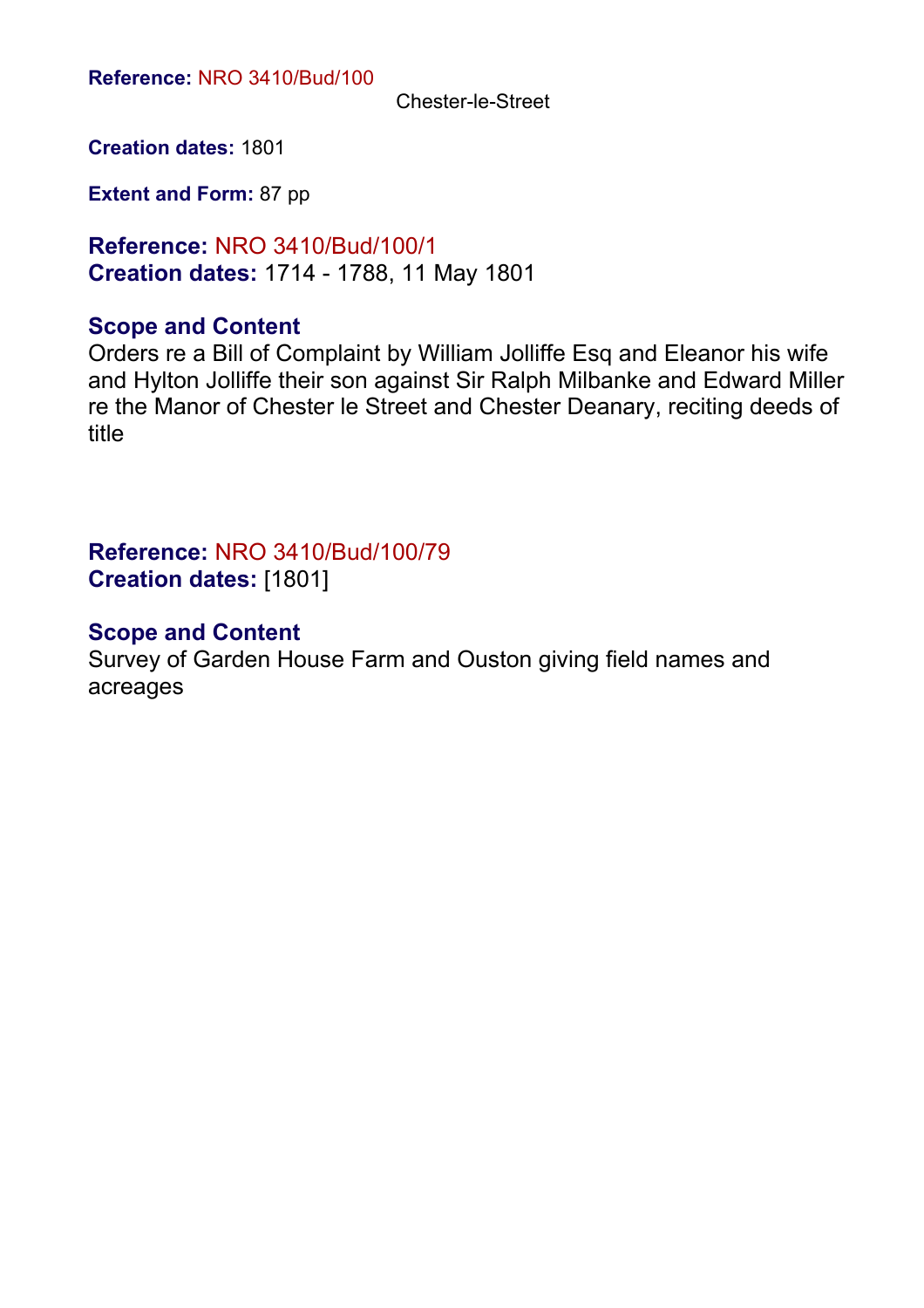**Reference:** NRO 3410/Bud/100

Chester-le-Street

**Creation dates:** 1801

**Extent and Form:** 87 pp

**Reference:** NRO 3410/Bud/100/1
**Creation dates:** 1714 - 1788, 11 May 1801

### Scope and Content

Orders re a Bill of Complaint by William Jolliffe Esq and Eleanor his wife and Hylton Jolliffe their son against Sir Ralph Milbanke and Edward Miller re the Manor of Chester le Street and Chester Deanary, reciting deeds of title

**Reference:** NRO 3410/Bud/100/79
**Creation dates:** [1801]

### Scope and Content

Survey of Garden House Farm and Ouston giving field names and acreages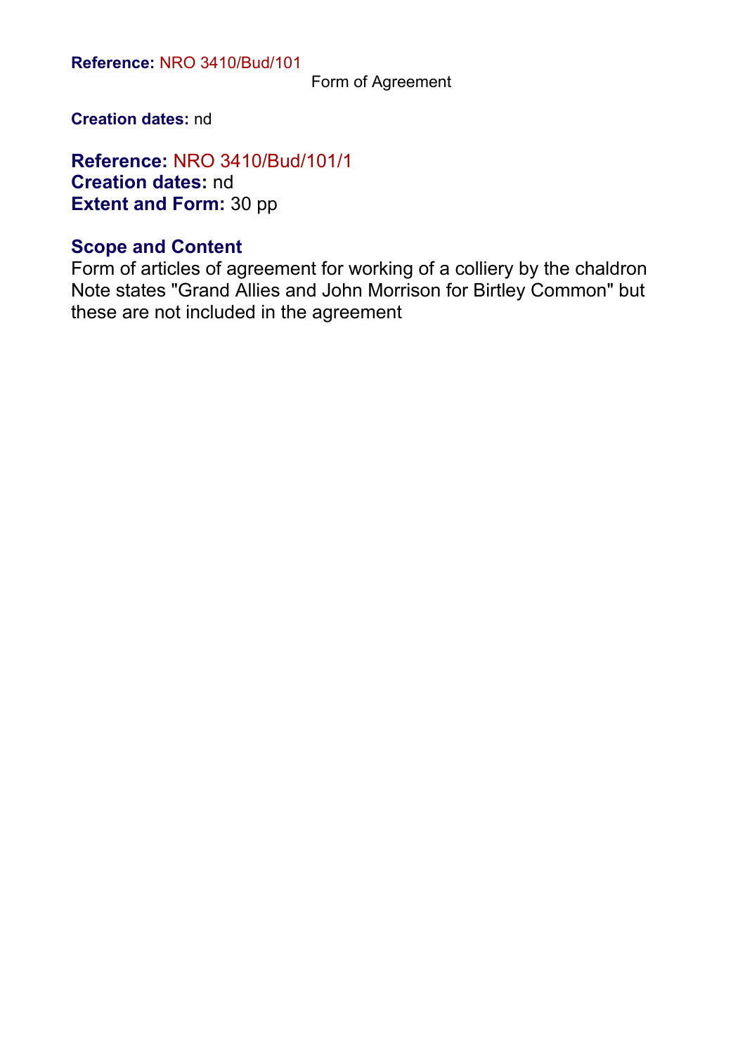**Reference:** NRO 3410/Bud/101

Form of Agreement

**Creation dates:** nd

**Reference:** NRO 3410/Bud/101/1
**Creation dates:** nd
**Extent and Form:** 30 pp

## Scope and Content

Form of articles of agreement for working of a colliery by the chaldron
Note states "Grand Allies and John Morrison for Birtley Common" but these are not included in the agreement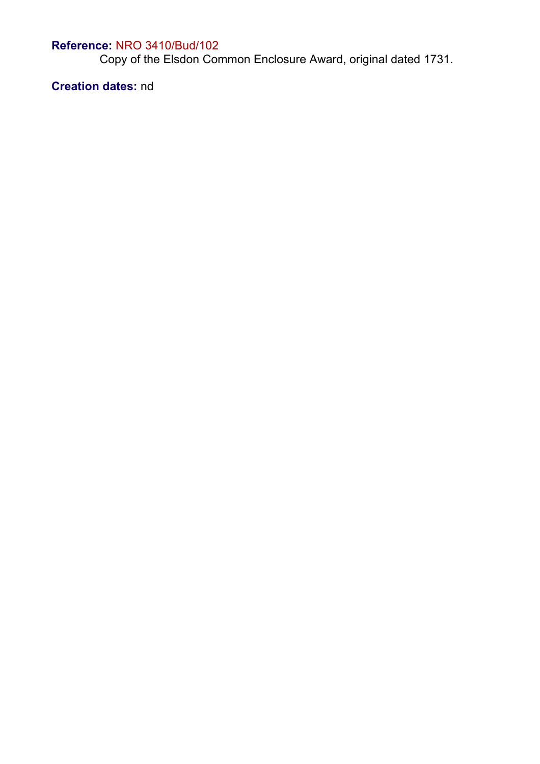**Reference:** NRO 3410/Bud/102

Copy of the Elsdon Common Enclosure Award, original dated 1731.

**Creation dates:** nd